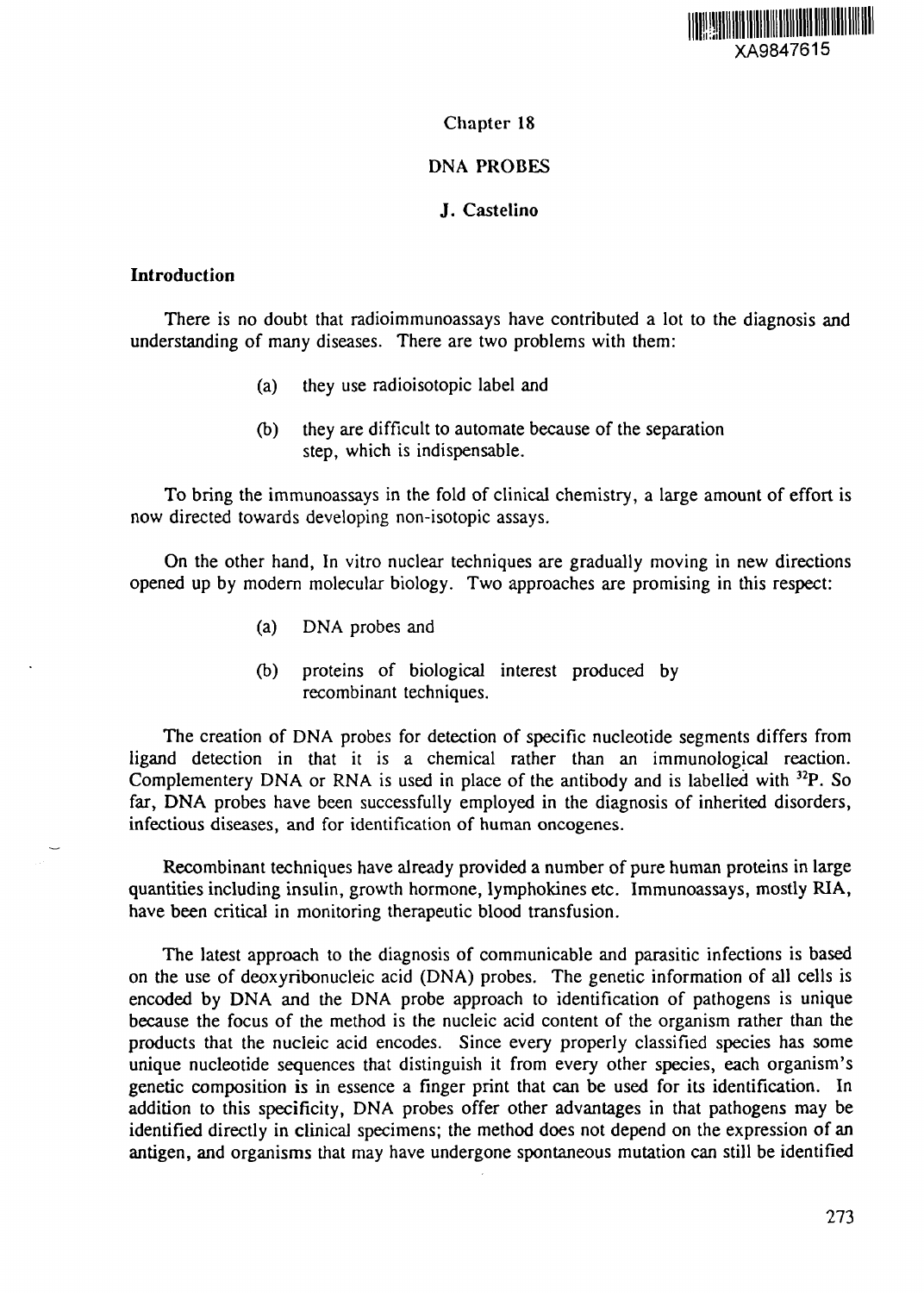XA9847615

Chapter 18

# DNA PROBES

J. Castelino

## Introduction

There is no doubt that radioimmunoassays have contributed a lot to the diagnosis and understanding of many diseases. There are two problems with them:

(a) they use radioisotopic label and

(b) they are difficult to automate because of the separation step, which is indispensable.

To bring the immunoassays in the fold of clinical chemistry, a large amount of effort is now directed towards developing non-isotopic assays.

On the other hand, In vitro nuclear techniques are gradually moving in new directions opened up by modern molecular biology. Two approaches are promising in this respect:

(a) DNA probes and

(b) proteins of biological interest produced by recombinant techniques.

The creation of DNA probes for detection of specific nucleotide segments differs from ligand detection in that it is a chemical rather than an immunological reaction. Complementery DNA or RNA is used in place of the antibody and is labelled with $^{32}P$. So far, DNA probes have been successfully employed in the diagnosis of inherited disorders, infectious diseases, and for identification of human oncogenes.

Recombinant techniques have already provided a number of pure human proteins in large quantities including insulin, growth hormone, lymphokines etc. Immunoassays, mostly RIA, have been critical in monitoring therapeutic blood transfusion.

The latest approach to the diagnosis of communicable and parasitic infections is based on the use of deoxyribonucleic acid (DNA) probes. The genetic information of all cells is encoded by DNA and the DNA probe approach to identification of pathogens is unique because the focus of the method is the nucleic acid content of the organism rather than the products that the nucleic acid encodes. Since every properly classified species has some unique nucleotide sequences that distinguish it from every other species, each organism's genetic composition is in essence a finger print that can be used for its identification. In addition to this specificity, DNA probes offer other advantages in that pathogens may be identified directly in clinical specimens; the method does not depend on the expression of an antigen, and organisms that may have undergone spontaneous mutation can still be identified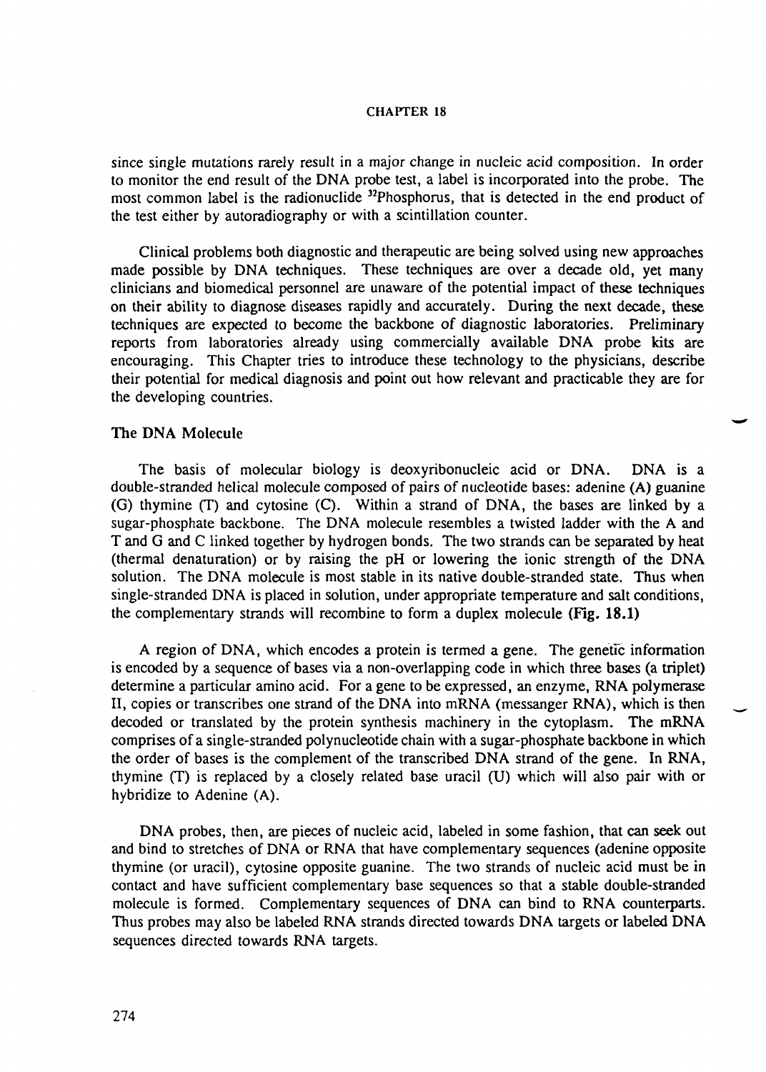since single mutations rarely result in a major change in nucleic acid composition. In order to monitor the end result of the DNA probe test, a label is incorporated into the probe. The most common label is the radionuclide $^{32}$Phosphorus, that is detected in the end product of the test either by autoradiography or with a scintillation counter.

Clinical problems both diagnostic and therapeutic are being solved using new approaches made possible by DNA techniques. These techniques are over a decade old, yet many clinicians and biomedical personnel are unaware of the potential impact of these techniques on their ability to diagnose diseases rapidly and accurately. During the next decade, these techniques are expected to become the backbone of diagnostic laboratories. Preliminary reports from laboratories already using commercially available DNA probe kits are encouraging. This Chapter tries to introduce these technology to the physicians, describe their potential for medical diagnosis and point out how relevant and practicable they are for the developing countries.

## The DNA Molecule

The basis of molecular biology is deoxyribonucleic acid or DNA. DNA is a double-stranded helical molecule composed of pairs of nucleotide bases: adenine (A) guanine (G) thymine (T) and cytosine (C). Within a strand of DNA, the bases are linked by a sugar-phosphate backbone. The DNA molecule resembles a twisted ladder with the A and T and G and C linked together by hydrogen bonds. The two strands can be separated by heat (thermal denaturation) or by raising the pH or lowering the ionic strength of the DNA solution. The DNA molecule is most stable in its native double-stranded state. Thus when single-stranded DNA is placed in solution, under appropriate temperature and salt conditions, the complementary strands will recombine to form a duplex molecule **(Fig. 18.1)**

A region of DNA, which encodes a protein is termed a gene. The genetic information is encoded by a sequence of bases via a non-overlapping code in which three bases (a triplet) determine a particular amino acid. For a gene to be expressed, an enzyme, RNA polymerase II, copies or transcribes one strand of the DNA into mRNA (messanger RNA), which is then decoded or translated by the protein synthesis machinery in the cytoplasm. The mRNA comprises of a single-stranded polynucleotide chain with a sugar-phosphate backbone in which the order of bases is the complement of the transcribed DNA strand of the gene. In RNA, thymine (T) is replaced by a closely related base uracil (U) which will also pair with or hybridize to Adenine (A).

DNA probes, then, are pieces of nucleic acid, labeled in some fashion, that can seek out and bind to stretches of DNA or RNA that have complementary sequences (adenine opposite thymine (or uracil), cytosine opposite guanine. The two strands of nucleic acid must be in contact and have sufficient complementary base sequences so that a stable double-stranded molecule is formed. Complementary sequences of DNA can bind to RNA counterparts. Thus probes may also be labeled RNA strands directed towards DNA targets or labeled DNA sequences directed towards RNA targets.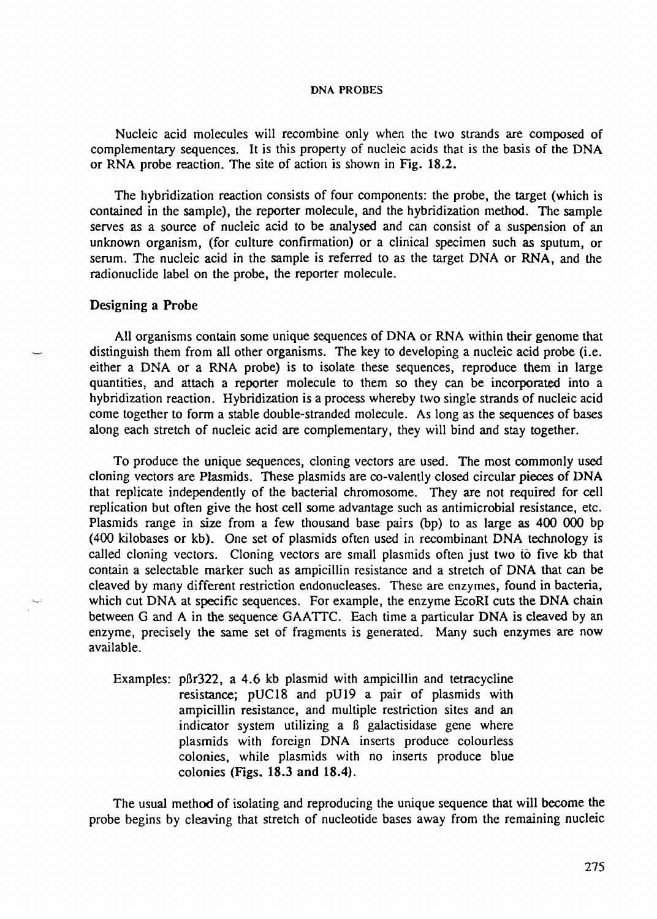Nucleic acid molecules will recombine only when the two strands are composed of complementary sequences. It is this property of nucleic acids that is the basis of the DNA or RNA probe reaction. The site of action is shown in **Fig. 18.2.**

The hybridization reaction consists of four components: the probe, the target (which is contained in the sample), the reporter molecule, and the hybridization method. The sample serves as a source of nucleic acid to be analysed and can consist of a suspension of an unknown organism, (for culture confirmation) or a clinical specimen such as sputum, or serum. The nucleic acid in the sample is referred to as the target DNA or RNA, and the radionuclide label on the probe, the reporter molecule.

## Designing a Probe

All organisms contain some unique sequences of DNA or RNA within their genome that distinguish them from all other organisms. The key to developing a nucleic acid probe (i.e. either a DNA or a RNA probe) is to isolate these sequences, reproduce them in large quantities, and attach a reporter molecule to them so they can be incorporated into a hybridization reaction. Hybridization is a process whereby two single strands of nucleic acid come together to form a stable double-stranded molecule. As long as the sequences of bases along each stretch of nucleic acid are complementary, they will bind and stay together.

To produce the unique sequences, cloning vectors are used. The most commonly used cloning vectors are Plasmids. These plasmids are co-valently closed circular pieces of DNA that replicate independently of the bacterial chromosome. They are not required for cell replication but often give the host cell some advantage such as antimicrobial resistance, etc. Plasmids range in size from a few thousand base pairs (bp) to as large as 400 000 bp (400 kilobases or kb). One set of plasmids often used in recombinant DNA technology is called cloning vectors. Cloning vectors are small plasmids often just two to five kb that contain a selectable marker such as ampicillin resistance and a stretch of DNA that can be cleaved by many different restriction endonucleases. These are enzymes, found in bacteria, which cut DNA at specific sequences. For example, the enzyme EcoRI cuts the DNA chain between G and A in the sequence GAATTC. Each time a particular DNA is cleaved by an enzyme, precisely the same set of fragments is generated. Many such enzymes are now available.

> Examples: pßr322, a 4.6 kb plasmid with ampicillin and tetracycline resistance; pUC18 and pU19 a pair of plasmids with ampicillin resistance, and multiple restriction sites and an indicator system utilizing a ß galactisidase gene where plasmids with foreign DNA inserts produce colourless colonies, while plasmids with no inserts produce blue colonies **(Figs. 18.3 and 18.4).**

The usual method of isolating and reproducing the unique sequence that will become the probe begins by cleaving that stretch of nucleotide bases away from the remaining nucleic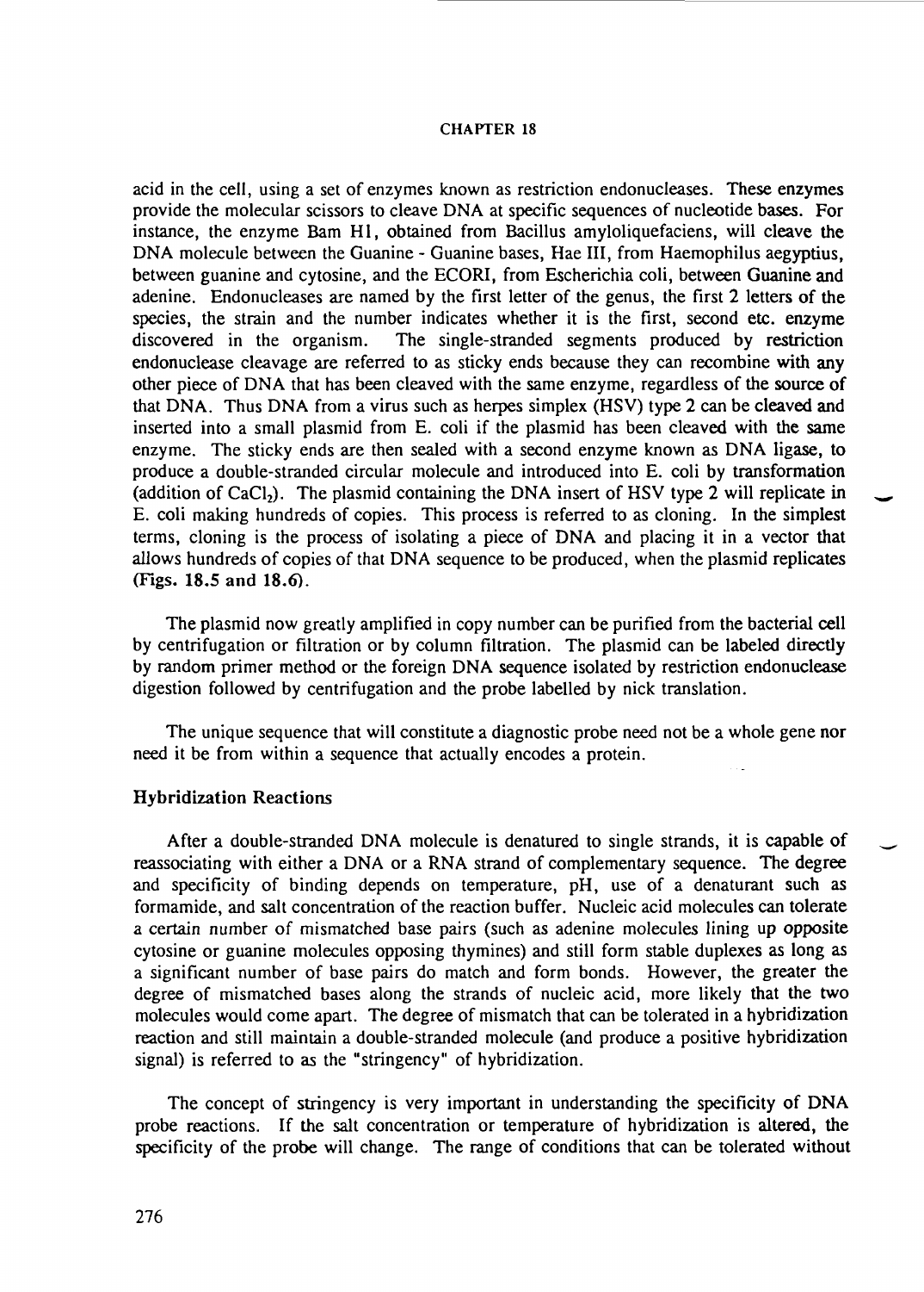acid in the cell, using a set of enzymes known as restriction endonucleases. These enzymes provide the molecular scissors to cleave DNA at specific sequences of nucleotide bases. For instance, the enzyme Bam H1, obtained from Bacillus amyloliquefaciens, will cleave the DNA molecule between the Guanine - Guanine bases, Hae III, from Haemophilus aegyptius, between guanine and cytosine, and the ECORI, from Escherichia coli, between Guanine and adenine. Endonucleases are named by the first letter of the genus, the first 2 letters of the species, the strain and the number indicates whether it is the first, second etc. enzyme discovered in the organism. The single-stranded segments produced by restriction endonuclease cleavage are referred to as sticky ends because they can recombine with any other piece of DNA that has been cleaved with the same enzyme, regardless of the source of that DNA. Thus DNA from a virus such as herpes simplex (HSV) type 2 can be cleaved and inserted into a small plasmid from E. coli if the plasmid has been cleaved with the same enzyme. The sticky ends are then sealed with a second enzyme known as DNA ligase, to produce a double-stranded circular molecule and introduced into E. coli by transformation (addition of $CaCl_2$). The plasmid containing the DNA insert of HSV type 2 will replicate in E. coli making hundreds of copies. This process is referred to as cloning. In the simplest terms, cloning is the process of isolating a piece of DNA and placing it in a vector that allows hundreds of copies of that DNA sequence to be produced, when the plasmid replicates (**Figs. 18.5 and 18.6**).

The plasmid now greatly amplified in copy number can be purified from the bacterial cell by centrifugation or filtration or by column filtration. The plasmid can be labeled directly by random primer method or the foreign DNA sequence isolated by restriction endonuclease digestion followed by centrifugation and the probe labelled by nick translation.

The unique sequence that will constitute a diagnostic probe need not be a whole gene nor need it be from within a sequence that actually encodes a protein.

### Hybridization Reactions

After a double-stranded DNA molecule is denatured to single strands, it is capable of reassociating with either a DNA or a RNA strand of complementary sequence. The degree and specificity of binding depends on temperature, pH, use of a denaturant such as formamide, and salt concentration of the reaction buffer. Nucleic acid molecules can tolerate a certain number of mismatched base pairs (such as adenine molecules lining up opposite cytosine or guanine molecules opposing thymines) and still form stable duplexes as long as a significant number of bases pairs do match and form bonds. However, the greater the degree of mismatched bases along the strands of nucleic acid, more likely that the two molecules would come apart. The degree of mismatch that can be tolerated in a hybridization reaction and still maintain a double-stranded molecule (and produce a positive hybridization signal) is referred to as the "stringency" of hybridization.

The concept of stringency is very important in understanding the specificity of DNA probe reactions. If the salt concentration or temperature of hybridization is altered, the specificity of the probe will change. The range of conditions that can be tolerated without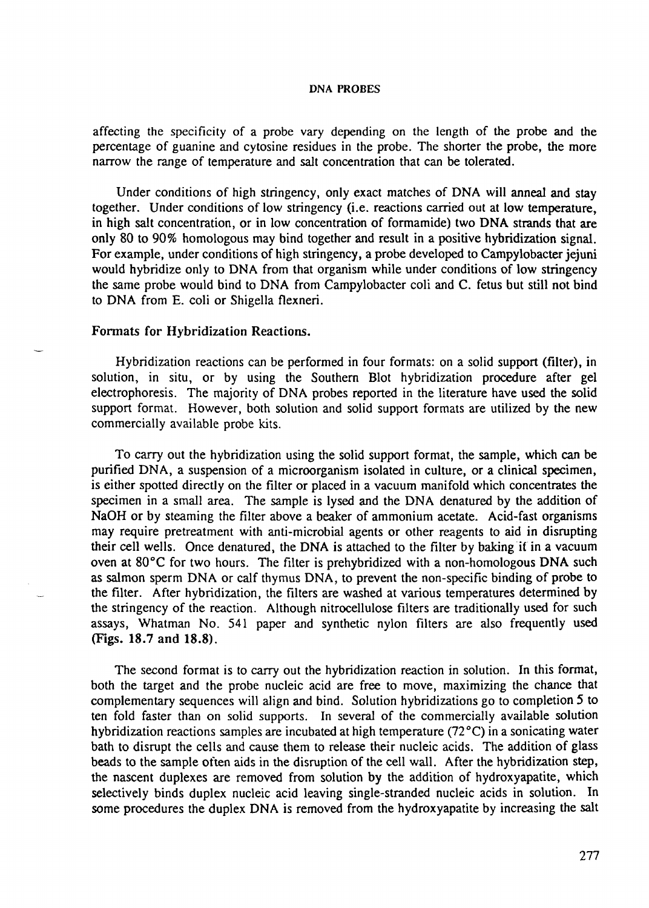affecting the specificity of a probe vary depending on the length of the probe and the percentage of guanine and cytosine residues in the probe. The shorter the probe, the more narrow the range of temperature and salt concentration that can be tolerated.

Under conditions of high stringency, only exact matches of DNA will anneal and stay together. Under conditions of low stringency (i.e. reactions carried out at low temperature, in high salt concentration, or in low concentration of formamide) two DNA strands that are only 80 to 90% homologous may bind together and result in a positive hybridization signal. For example, under conditions of high stringency, a probe developed to Campylobacter jejuni would hybridize only to DNA from that organism while under conditions of low stringency the same probe would bind to DNA from Campylobacter coli and C. fetus but still not bind to DNA from E. coli or Shigella flexneri.

### Formats for Hybridization Reactions.

Hybridization reactions can be performed in four formats: on a solid support (filter), in solution, in situ, or by using the Southern Blot hybridization procedure after gel electrophoresis. The majority of DNA probes reported in the literature have used the solid support format. However, both solution and solid support formats are utilized by the new commercially available probe kits.

To carry out the hybridization using the solid support format, the sample, which can be purified DNA, a suspension of a microorganism isolated in culture, or a clinical specimen, is either spotted directly on the filter or placed in a vacuum manifold which concentrates the specimen in a small area. The sample is lysed and the DNA denatured by the addition of NaOH or by steaming the filter above a beaker of ammonium acetate. Acid-fast organisms may require pretreatment with anti-microbial agents or other reagents to aid in disrupting their cell wells. Once denatured, the DNA is attached to the filter by baking it in a vacuum oven at 80°C for two hours. The filter is prehybridized with a non-homologous DNA such as salmon sperm DNA or calf thymus DNA, to prevent the non-specific binding of probe to the filter. After hybridization, the filters are washed at various temperatures determined by the stringency of the reaction. Although nitrocellulose filters are traditionally used for such assays, Whatman No. 541 paper and synthetic nylon filters are also frequently used **(Figs. 18.7 and 18.8)**.

The second format is to carry out the hybridization reaction in solution. In this format, both the target and the probe nucleic acid are free to move, maximizing the chance that complementary sequences will align and bind. Solution hybridizations go to completion 5 to ten fold faster than on solid supports. In several of the commercially available solution hybridization reactions samples are incubated at high temperature (72°C) in a sonicating water bath to disrupt the cells and cause them to release their nucleic acids. The addition of glass beads to the sample often aids in the disruption of the cell wall. After the hybridization step, the nascent duplexes are removed from solution by the addition of hydroxyapatite, which selectively binds duplex nucleic acid leaving single-stranded nucleic acids in solution. In some procedures the duplex DNA is removed from the hydroxyapatite by increasing the salt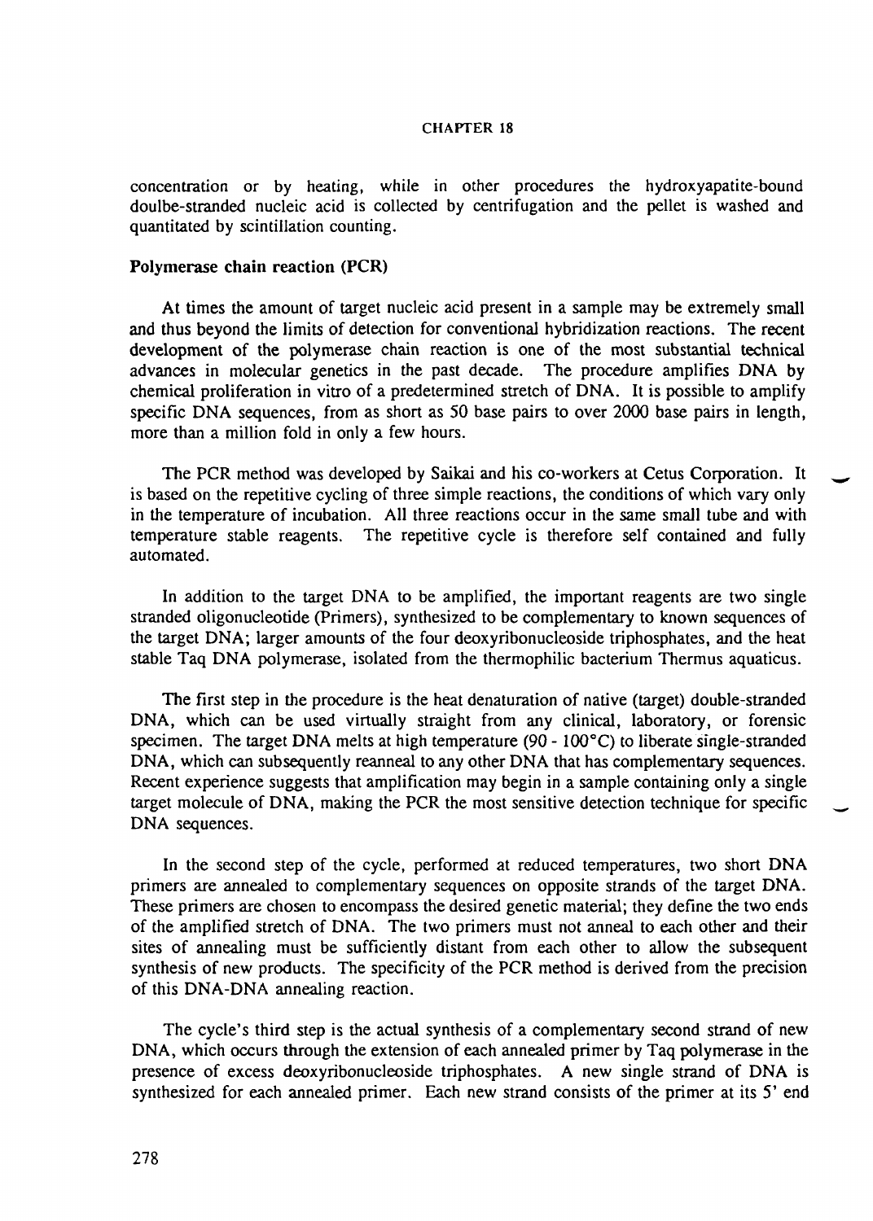concentration or by heating, while in other procedures the hydroxyapatite-bound doulbe-stranded nucleic acid is collected by centrifugation and the pellet is washed and quantitated by scintillation counting.

**Polymerase chain reaction (PCR)**

At times the amount of target nucleic acid present in a sample may be extremely small and thus beyond the limits of detection for conventional hybridization reactions. The recent development of the polymerase chain reaction is one of the most substantial technical advances in molecular genetics in the past decade. The procedure amplifies DNA by chemical proliferation in vitro of a predetermined stretch of DNA. It is possible to amplify specific DNA sequences, from as short as 50 base pairs to over 2000 base pairs in length, more than a million fold in only a few hours.

The PCR method was developed by Saikai and his co-workers at Cetus Corporation. It is based on the repetitive cycling of three simple reactions, the conditions of which vary only in the temperature of incubation. All three reactions occur in the same small tube and with temperature stable reagents. The repetitive cycle is therefore self contained and fully automated.

In addition to the target DNA to be amplified, the important reagents are two single stranded oligonucleotide (Primers), synthesized to be complementary to known sequences of the target DNA; larger amounts of the four deoxyribonucleoside triphosphates, and the heat stable Taq DNA polymerase, isolated from the thermophilic bacterium Thermus aquaticus.

The first step in the procedure is the heat denaturation of native (target) double-stranded DNA, which can be used virtually straight from any clinical, laboratory, or forensic specimen. The target DNA melts at high temperature (90 - 100°C) to liberate single-stranded DNA, which can subsequently reanneal to any other DNA that has complementary sequences. Recent experience suggests that amplification may begin in a sample containing only a single target molecule of DNA, making the PCR the most sensitive detection technique for specific DNA sequences.

In the second step of the cycle, performed at reduced temperatures, two short DNA primers are annealed to complementary sequences on opposite strands of the target DNA. These primers are chosen to encompass the desired genetic material; they define the two ends of the amplified stretch of DNA. The two primers must not anneal to each other and their sites of annealing must be sufficiently distant from each other to allow the subsequent synthesis of new products. The specificity of the PCR method is derived from the precision of this DNA-DNA annealing reaction.

The cycle's third step is the actual synthesis of a complementary second strand of new DNA, which occurs through the extension of each annealed primer by Taq polymerase in the presence of excess deoxyribonucleoside triphosphates. A new single strand of DNA is synthesized for each annealed primer. Each new strand consists of the primer at its 5' end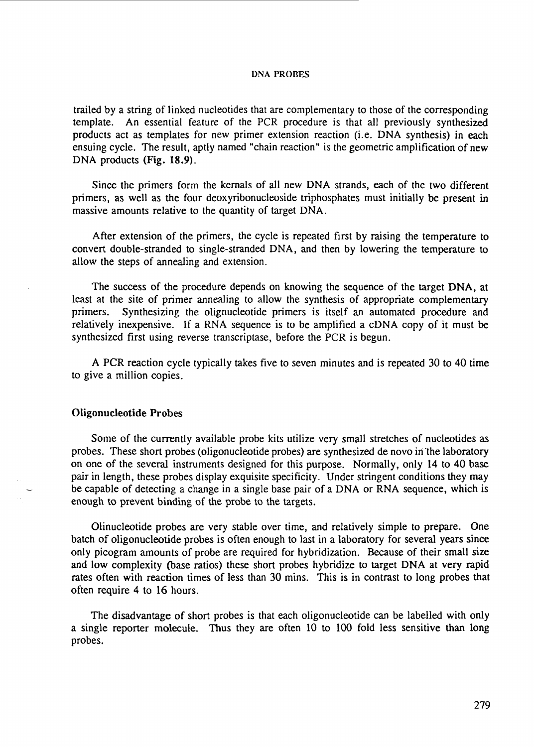trailed by a string of linked nucleotides that are complementary to those of the corresponding template. An essential feature of the PCR procedure is that all previously synthesized products act as templates for new primer extension reaction (i.e. DNA synthesis) in each ensuing cycle. The result, aptly named "chain reaction" is the geometric amplification of new DNA products **(Fig. 18.9)**.

Since the primers form the kernals of all new DNA strands, each of the two different primers, as well as the four deoxyribonucleoside triphosphates must initially be present in massive amounts relative to the quantity of target DNA.

After extension of the primers, the cycle is repeated first by raising the temperature to convert double-stranded to single-stranded DNA, and then by lowering the temperature to allow the steps of annealing and extension.

The success of the procedure depends on knowing the sequence of the target DNA, at least at the site of primer annealing to allow the synthesis of appropriate complementary primers. Synthesizing the olignucleotide primers is itself an automated procedure and relatively inexpensive. If a RNA sequence is to be amplified a cDNA copy of it must be synthesized first using reverse transcriptase, before the PCR is begun.

A PCR reaction cycle typically takes five to seven minutes and is repeated 30 to 40 time to give a million copies.

### Oligonucleotide Probes

Some of the currently available probe kits utilize very small stretches of nucleotides as probes. These short probes (oligonucleotide probes) are synthesized de novo in the laboratory on one of the several instruments designed for this purpose. Normally, only 14 to 40 base pair in length, these probes display exquisite specificity. Under stringent conditions they may be capable of detecting a change in a single base pair of a DNA or RNA sequence, which is enough to prevent binding of the probe to the targets.

Olinucleotide probes are very stable over time, and relatively simple to prepare. One batch of oligonucleotide probes is often enough to last in a laboratory for several years since only picogram amounts of probe are required for hybridization. Because of their small size and low complexity (base ratios) these short probes hybridize to target DNA at very rapid rates often with reaction times of less than 30 mins. This is in contrast to long probes that often require 4 to 16 hours.

The disadvantage of short probes is that each oligonucleotide can be labelled with only a single reporter molecule. Thus they are often 10 to 100 fold less sensitive than long probes.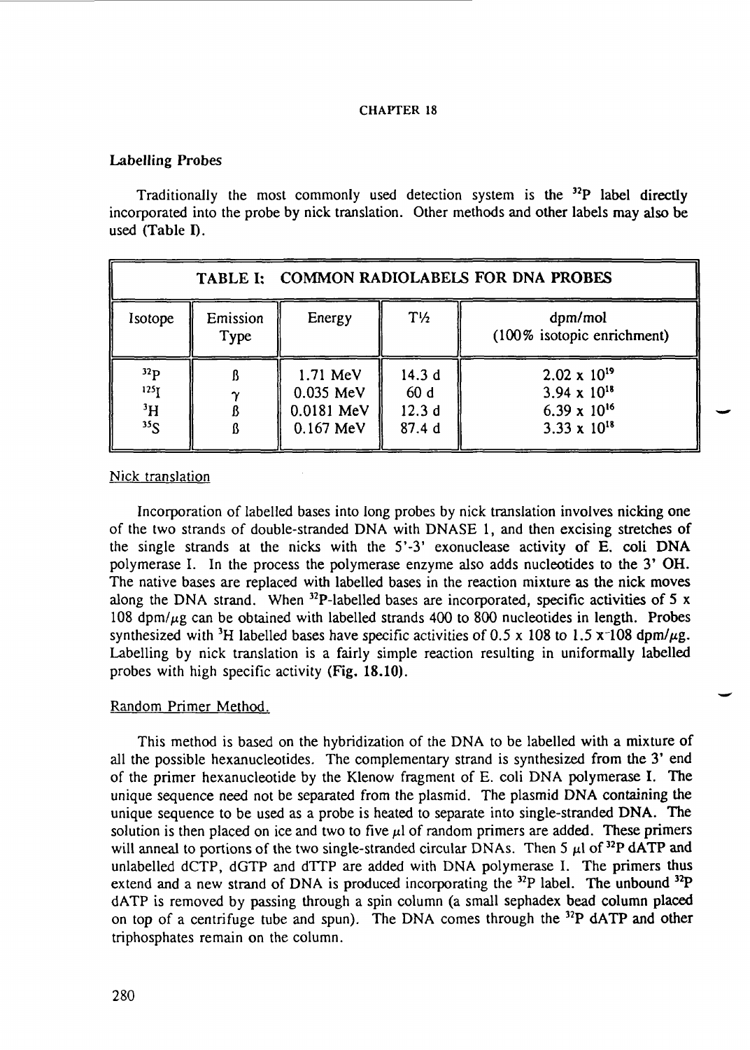# CHAPTER 18

## Labelling Probes

Traditionally the most commonly used detection system is the $^{32}P$ label directly incorporated into the probe by nick translation. Other methods and other labels may also be used (Table I).

**TABLE I: COMMON RADIOLABELS FOR DNA PROBES**

| Isotope | Emission Type | Energy | T½ | dpm/mol (100% isotopic enrichment) |
|---|---|---|---|---|
| $^{32}P$ | ß | 1.71 MeV | 14.3 d | $2.02 \times 10^{19}$ |
| $^{125}I$ | γ | 0.035 MeV | 60 d | $3.94 \times 10^{18}$ |
| $^{3}H$ | ß | 0.0181 MeV | 12.3 d | $6.39 \times 10^{16}$ |
| $^{35}S$ | ß | 0.167 MeV | 87.4 d | $3.33 \times 10^{18}$ |

### Nick translation

Incorporation of labelled bases into long probes by nick translation involves nicking one of the two strands of double-stranded DNA with DNASE 1, and then excising stretches of the single strands at the nicks with the 5'-3' exonuclease activity of E. coli DNA polymerase I. In the process the polymerase enzyme also adds nucleotides to the 3' OH. The native bases are replaced with labelled bases in the reaction mixture as the nick moves along the DNA strand. When $^{32}P$-labelled bases are incorporated, specific activities of 5 x 108 dpm/µg can be obtained with labelled strands 400 to 800 nucleotides in length. Probes synthesized with $^{3}H$ labelled bases have specific activities of 0.5 x 108 to 1.5 x 108 dpm/µg. Labelling by nick translation is a fairly simple reaction resulting in uniformally labelled probes with high specific activity (Fig. 18.10).

### Random Primer Method.

This method is based on the hybridization of the DNA to be labelled with a mixture of all the possible hexanucleotides. The complementary strand is synthesized from the 3' end of the primer hexanucleotide by the Klenow fragment of E. coli DNA polymerase I. The unique sequence need not be separated from the plasmid. The plasmid DNA containing the unique sequence to be used as a probe is heated to separate into single-stranded DNA. The solution is then placed on ice and two to five µl of random primers are added. These primers will anneal to portions of the two single-stranded circular DNAs. Then 5 µl of $^{32}P$ dATP and unlabelled dCTP, dGTP and dTTP are added with DNA polymerase I. The primers thus extend and a new strand of DNA is produced incorporating the $^{32}P$ label. The unbound $^{32}P$ dATP is removed by passing through a spin column (a small sephadex bead column placed on top of a centrifuge tube and spun). The DNA comes through the $^{32}P$ dATP and other triphosphates remain on the column.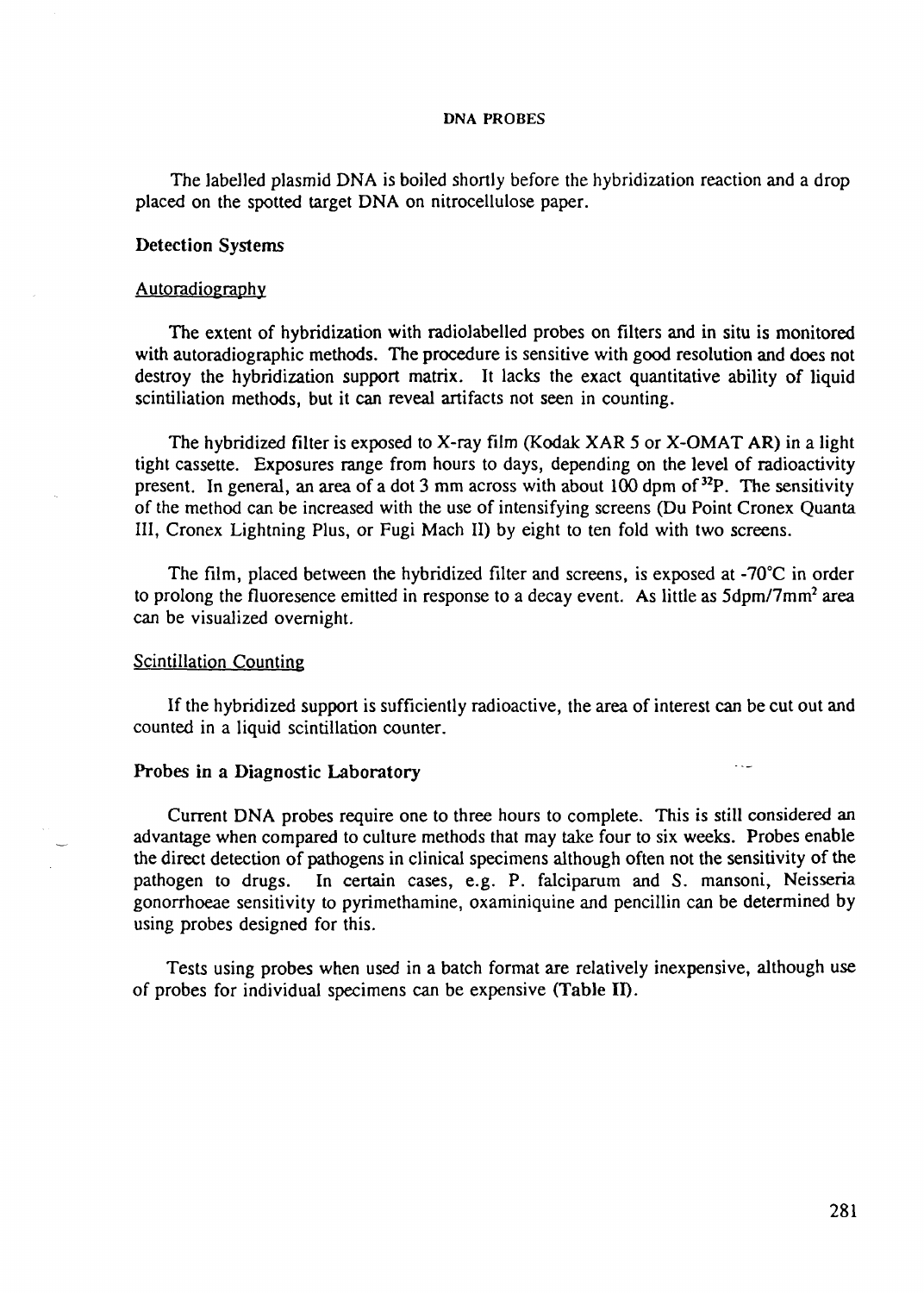The labelled plasmid DNA is boiled shortly before the hybridization reaction and a drop placed on the spotted target DNA on nitrocellulose paper.

## Detection Systems

### Autoradiography

The extent of hybridization with radiolabelled probes on filters and in situ is monitored with autoradiographic methods. The procedure is sensitive with good resolution and does not destroy the hybridization support matrix. It lacks the exact quantitative ability of liquid scintiliation methods, but it can reveal artifacts not seen in counting.

The hybridized filter is exposed to X-ray film (Kodak XAR 5 or X-OMAT AR) in a light tight cassette. Exposures range from hours to days, depending on the level of radioactivity present. In general, an area of a dot 3 mm across with about 100 dpm of $^{32}P$. The sensitivity of the method can be increased with the use of intensifying screens (Du Point Cronex Quanta III, Cronex Lightning Plus, or Fugi Mach II) by eight to ten fold with two screens.

The film, placed between the hybridized filter and screens, is exposed at -70°C in order to prolong the fluoresence emitted in response to a decay event. As little as 5dpm/7mm$^2$ area can be visualized overnight.

### Scintillation Counting

If the hybridized support is sufficiently radioactive, the area of interest can be cut out and counted in a liquid scintillation counter.

## Probes in a Diagnostic Laboratory

Current DNA probes require one to three hours to complete. This is still considered an advantage when compared to culture methods that may take four to six weeks. Probes enable the direct detection of pathogens in clinical specimens although often not the sensitivity of the pathogen to drugs. In certain cases, e.g. P. falciparum and S. mansoni, Neisseria gonorrhoeae sensitivity to pyrimethamine, oxaminiquine and pencillin can be determined by using probes designed for this.

Tests using probes when used in a batch format are relatively inexpensive, although use of probes for individual specimens can be expensive (Table II).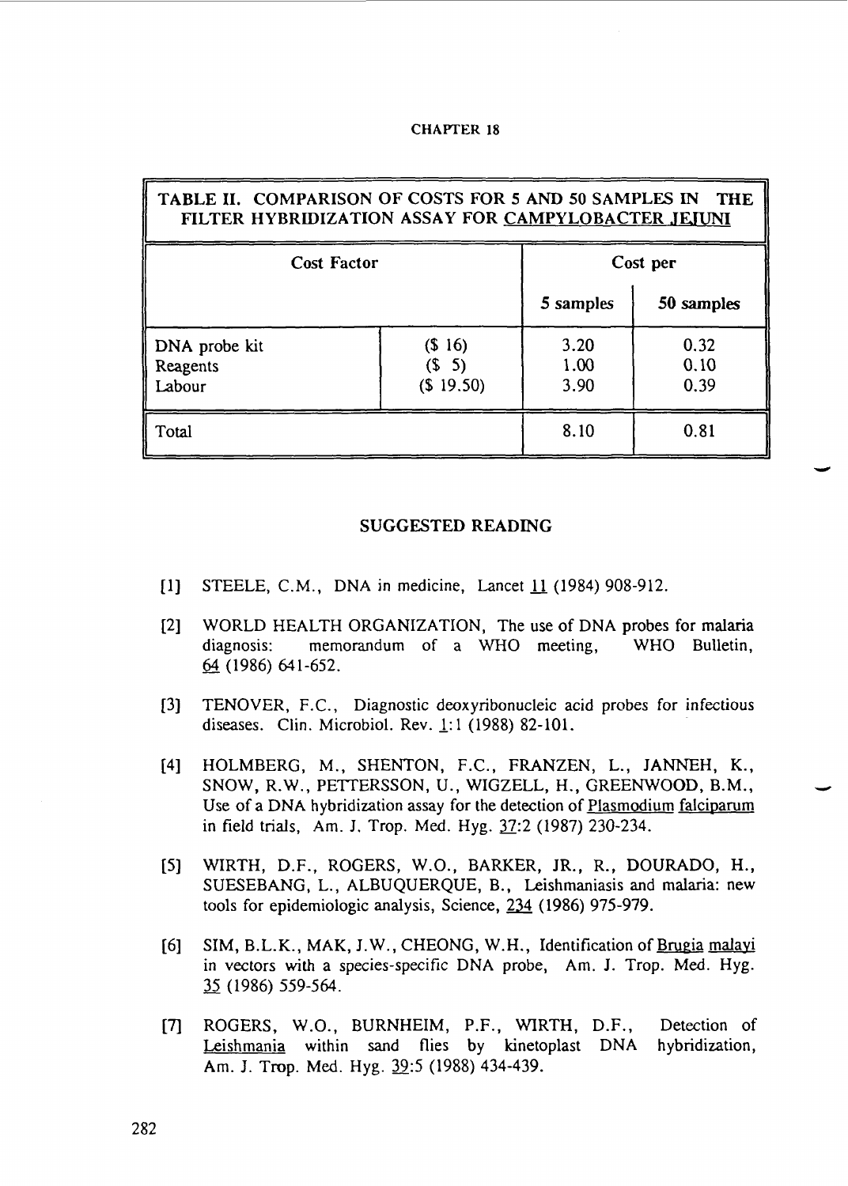**TABLE II. COMPARISON OF COSTS FOR 5 AND 50 SAMPLES IN THE FILTER HYBRIDIZATION ASSAY FOR CAMPYLOBACTER JEJUNI**

| Cost Factor | | Cost per | |
|---|---|---|---|
| | | 5 samples | 50 samples |
| DNA probe kit | ($ 16) | 3.20 | 0.32 |
| Reagents | ($ 5) | 1.00 | 0.10 |
| Labour | ($ 19.50) | 3.90 | 0.39 |
| Total | | 8.10 | 0.81 |

## SUGGESTED READING

[1] STEELE, C.M., DNA in medicine, Lancet 11 (1984) 908-912.

[2] WORLD HEALTH ORGANIZATION, The use of DNA probes for malaria diagnosis: memorandum of a WHO meeting, WHO Bulletin, 64 (1986) 641-652.

[3] TENOVER, F.C., Diagnostic deoxyribonucleic acid probes for infectious diseases. Clin. Microbiol. Rev. 1:1 (1988) 82-101.

[4] HOLMBERG, M., SHENTON, F.C., FRANZEN, L., JANNEH, K., SNOW, R.W., PETTERSSON, U., WIGZELL, H., GREENWOOD, B.M., Use of a DNA hybridization assay for the detection of Plasmodium falciparum in field trials, Am. J. Trop. Med. Hyg. 37:2 (1987) 230-234.

[5] WIRTH, D.F., ROGERS, W.O., BARKER, JR., R., DOURADO, H., SUESEBANG, L., ALBUQUERQUE, B., Leishmaniasis and malaria: new tools for epidemiologic analysis, Science, 234 (1986) 975-979.

[6] SIM, B.L.K., MAK, J.W., CHEONG, W.H., Identification of Brugia malayi in vectors with a species-specific DNA probe, Am. J. Trop. Med. Hyg. 35 (1986) 559-564.

[7] ROGERS, W.O., BURNHEIM, P.F., WIRTH, D.F., Detection of Leishmania within sand flies by kinetoplast DNA hybridization, Am. J. Trop. Med. Hyg. 39:5 (1988) 434-439.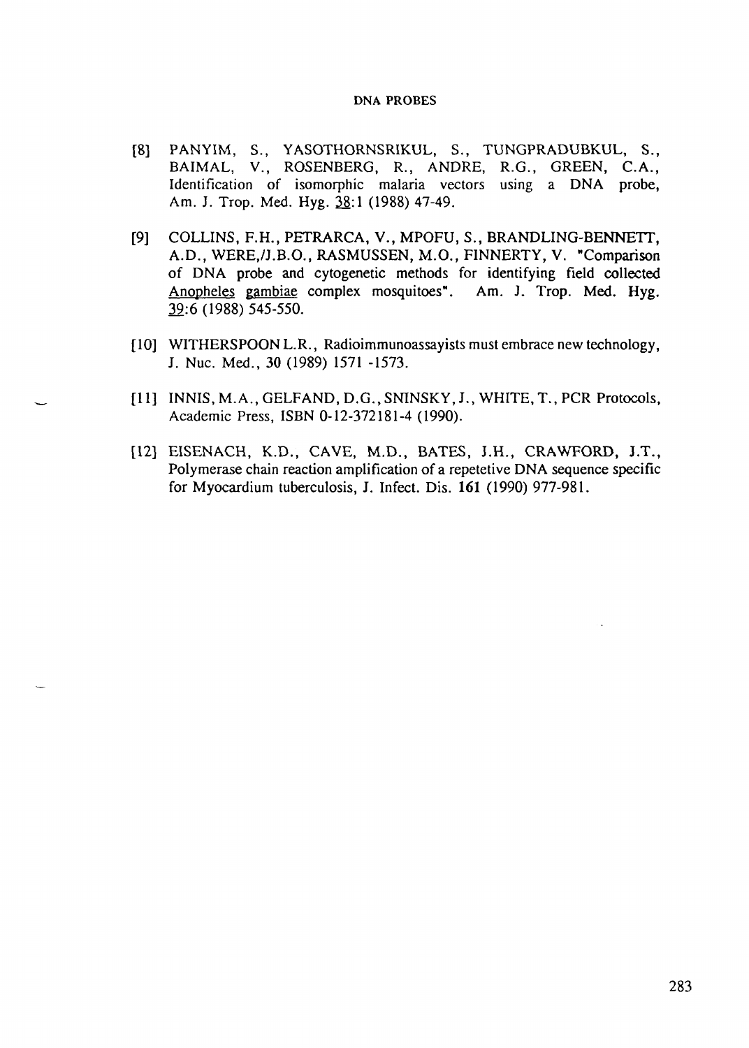[8] PANYIM, S., YASOTHORNSRIKUL, S., TUNGPRADUBKUL, S., BAIMAL, V., ROSENBERG, R., ANDRE, R.G., GREEN, C.A., Identification of isomorphic malaria vectors using a DNA probe, Am. J. Trop. Med. Hyg. 38:1 (1988) 47-49.

[9] COLLINS, F.H., PETRARCA, V., MPOFU, S., BRANDLING-BENNETT, A.D., WERE,/J.B.O., RASMUSSEN, M.O., FINNERTY, V. "Comparison of DNA probe and cytogenetic methods for identifying field collected Anopheles gambiae complex mosquitoes". Am. J. Trop. Med. Hyg. 39:6 (1988) 545-550.

[10] WITHERSPOON L.R., Radioimmunoassayists must embrace new technology, J. Nuc. Med., 30 (1989) 1571 -1573.

[11] INNIS, M.A., GELFAND, D.G., SNINSKY, J., WHITE, T., PCR Protocols, Academic Press, ISBN 0-12-372181-4 (1990).

[12] EISENACH, K.D., CAVE, M.D., BATES, J.H., CRAWFORD, J.T., Polymerase chain reaction amplification of a repetetive DNA sequence specific for Myocardium tuberculosis, J. Infect. Dis. **161** (1990) 977-981.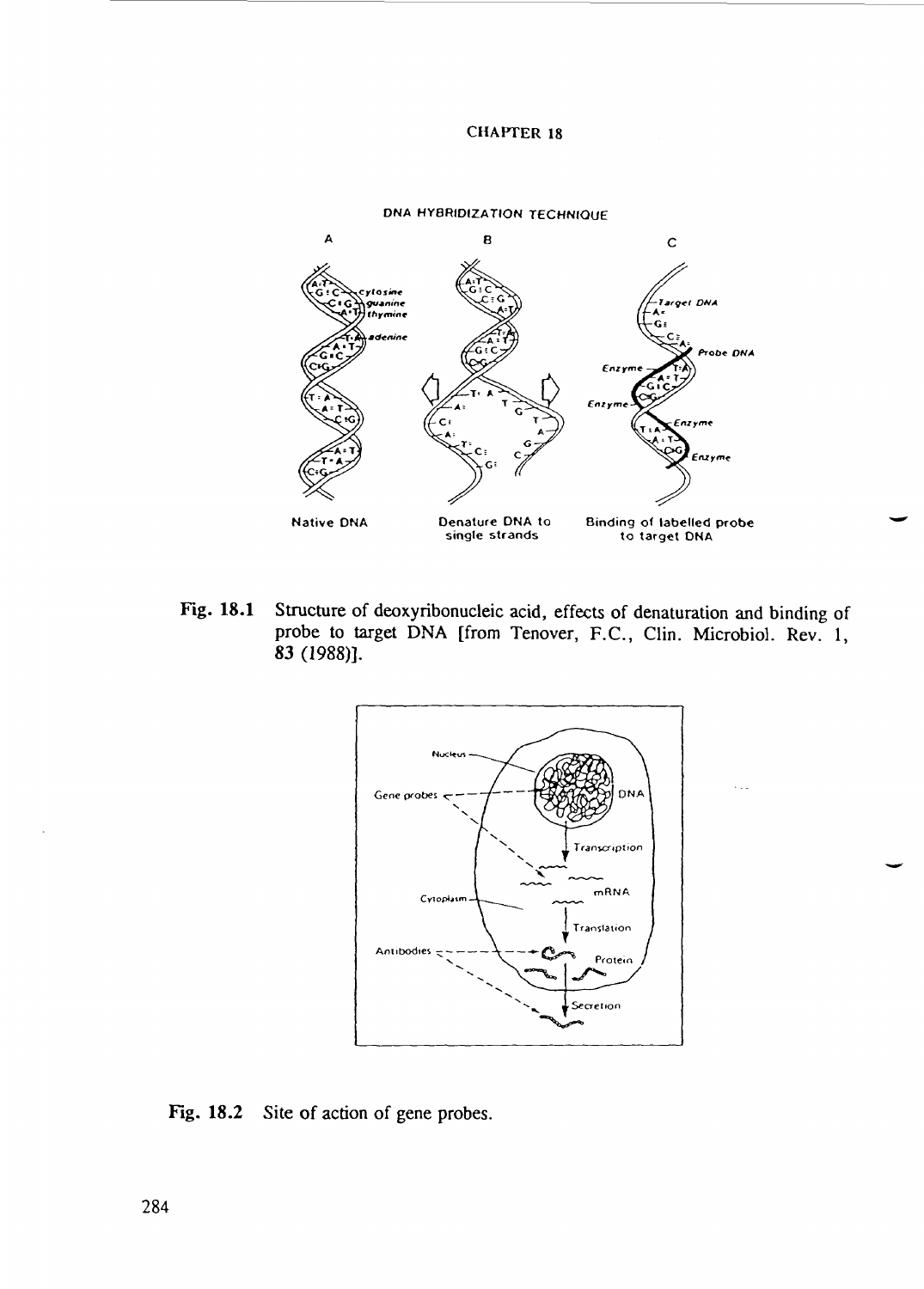Fig. 18.1 Structure of deoxyribonucleic acid, effects of denaturation and binding of probe to target DNA [from Tenover, F.C., Clin. Microbiol. Rev. 1, 83 (1988)].

Fig. 18.2 Site of action of gene probes.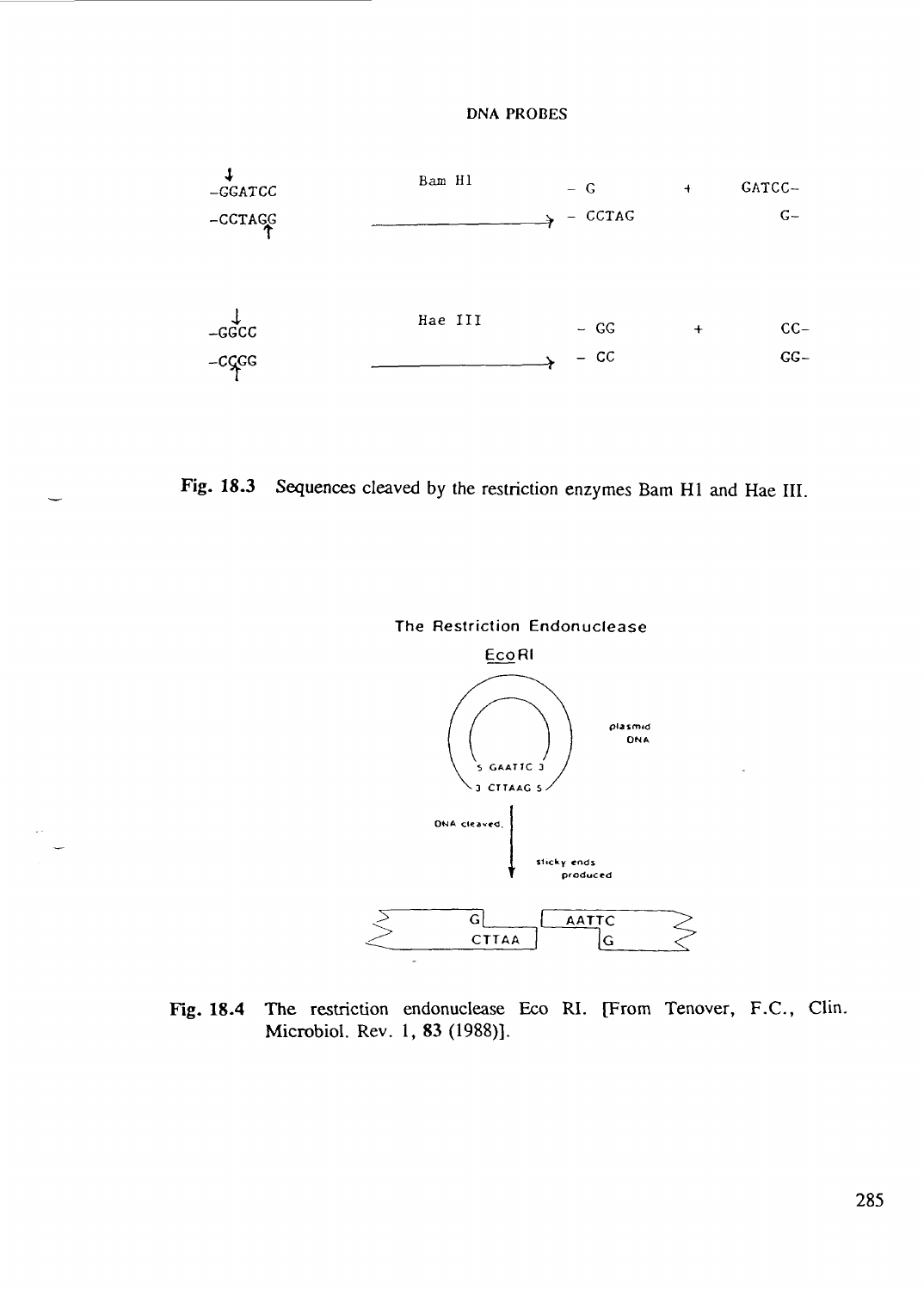```
 ↓
-GGATCC            Bam H1          - G          +     GATCC-
-CCTAGG        ——————————————>     - CCTAG                G-
      ↑

 ↓
-GGCC              Hae III         - GG         +     CC-
-CCGG          ——————————————>     - CC               GG-
   ↑
```

Fig. 18.3 Sequences cleaved by the restriction enzymes Bam H1 and Hae III.

The Restriction Endonuclease

EcoRI

```
        plasmid
        DNA

   5 GAATTC 3
   3 CTTAAG 5

DNA cleaved.
      |
      |   sticky ends
      ↓     produced

     G          AATTC
     CTTAA          G
```

Fig. 18.4 The restriction endonuclease Eco RI. [From Tenover, F.C., Clin. Microbiol. Rev. 1, 83 (1988)].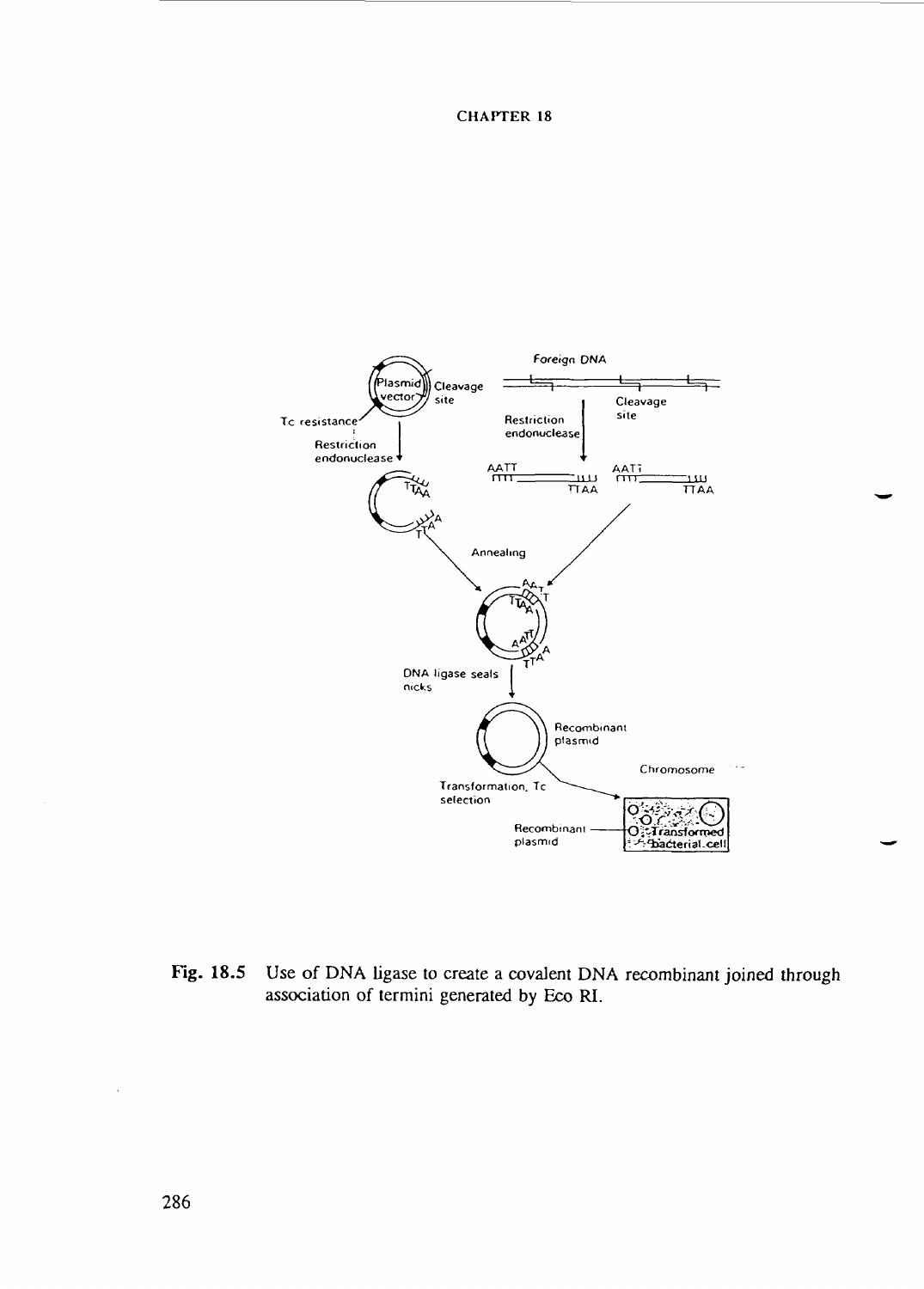Fig. 18.5 Use of DNA ligase to create a covalent DNA recombinant joined through association of termini generated by Eco RI.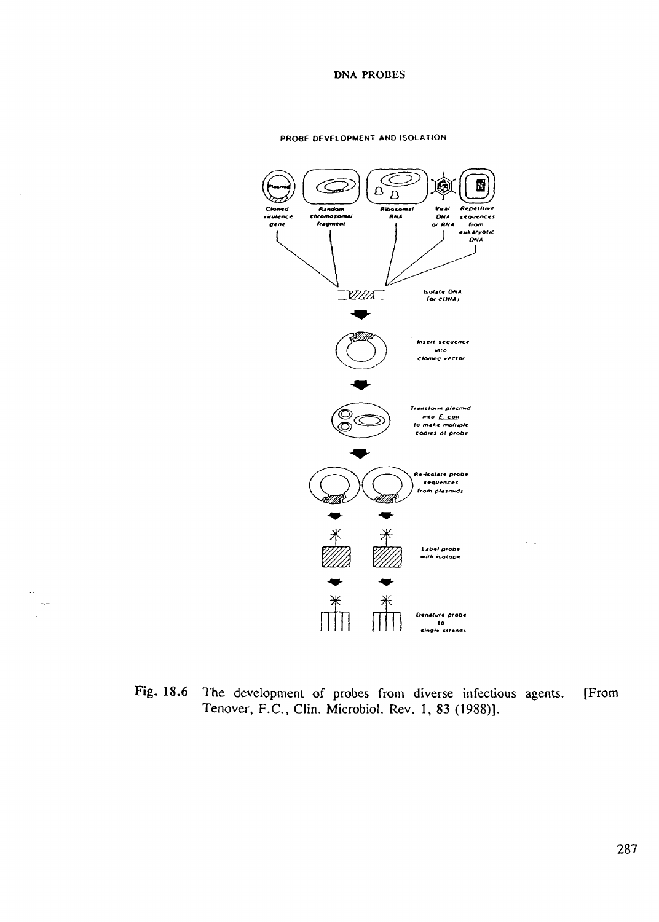PROBE DEVELOPMENT AND ISOLATION

Cloned virulence gene

Random chromosomal fragment

Ribosomal RNA

Viral DNA or RNA

Repetitive sequences from eukaryotic DNA

Isolate DNA (or cDNA)

Insert sequence into cloning vector

Transform plasmid into E. coli to make multiple copies of probe

Re-isolate probe sequences from plasmids

Label probe with isotope

Denature probe to single strands

Fig. 18.6 The development of probes from diverse infectious agents. [From Tenover, F.C., Clin. Microbiol. Rev. 1, 83 (1988)].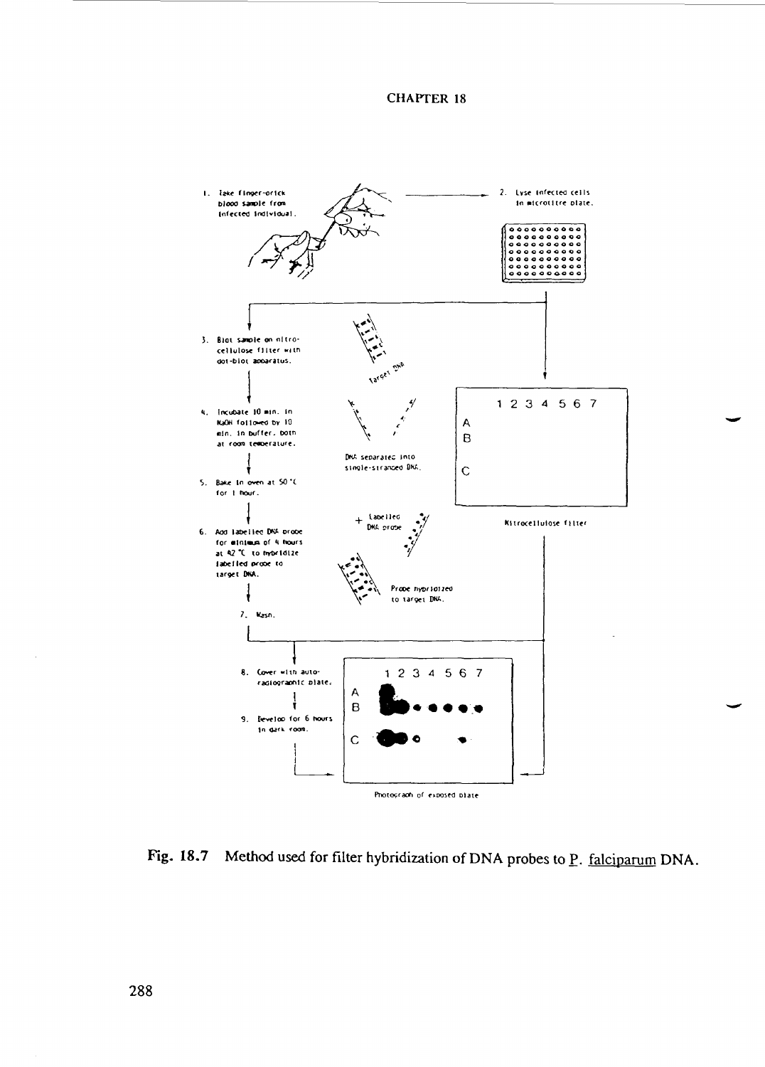# CHAPTER 18

1. Take finger-prick blood sample from infected individual.
2. Lyse infected cells in microtitre plate.
3. Blot sample on nitrocellulose filter with dot-blot apparatus.
4. Incubate 10 min. in NaOH followed by 10 min. in buffer, both at room temperature.
5. Bake in oven at 50 °C for 1 hour.
6. Add labelled DNA probe for minimum of 4 hours at 42 °C to hybridize labelled probe to target DNA.
7. Wash.
8. Cover with autoradiographic plate.
9. Develop for 6 hours in dark room.

Target DNA

DNA separated into single-stranded DNA.

+ Labelled DNA probe

Probe hybridized to target DNA.

Nitrocellulose filter

Photograph of exposed plate

**Fig. 18.7** Method used for filter hybridization of DNA probes to _P. falciparum_ DNA.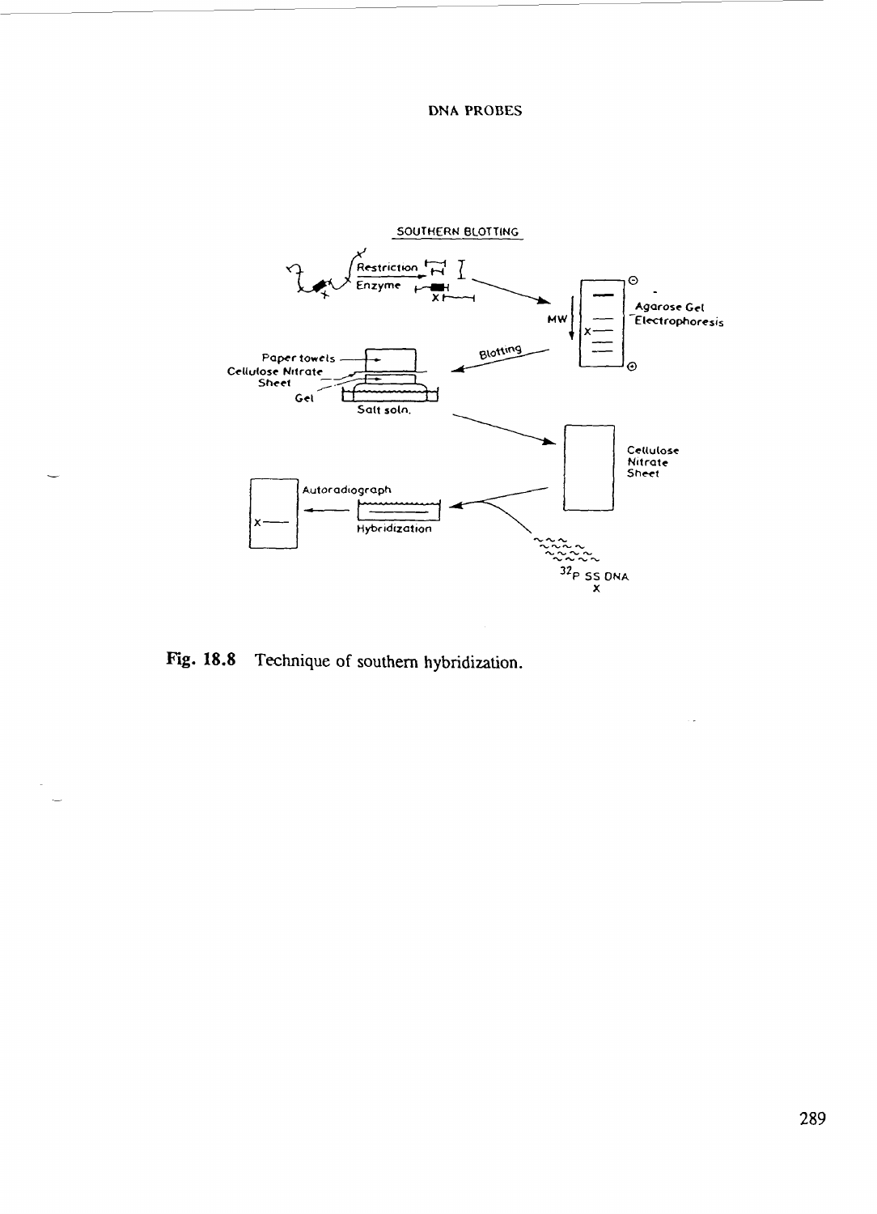Fig. 18.8 Technique of southern hybridization.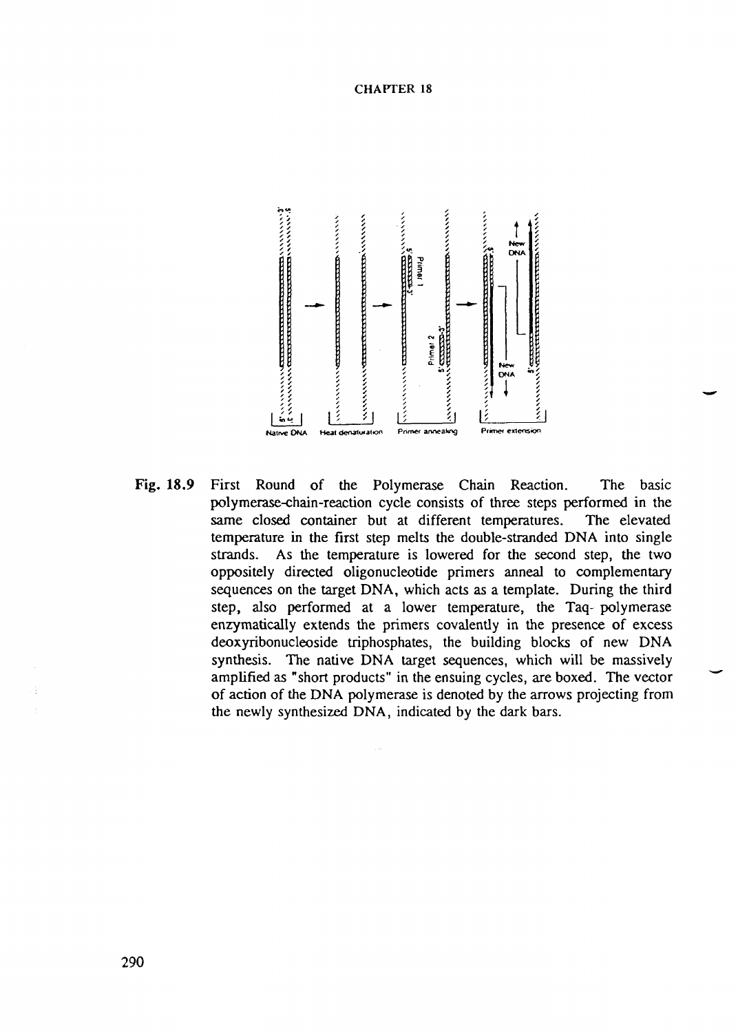**Fig. 18.9** First Round of the Polymerase Chain Reaction. The basic polymerase-chain-reaction cycle consists of three steps performed in the same closed container but at different temperatures. The elevated temperature in the first step melts the double-stranded DNA into single strands. As the temperature is lowered for the second step, the two oppositely directed oligonucleotide primers anneal to complementary sequences on the target DNA, which acts as a template. During the third step, also performed at a lower temperature, the Taq- polymerase enzymatically extends the primers covalently in the presence of excess deoxyribonucleoside triphosphates, the building blocks of new DNA synthesis. The native DNA target sequences, which will be massively amplified as "short products" in the ensuing cycles, are boxed. The vector of action of the DNA polymerase is denoted by the arrows projecting from the newly synthesized DNA, indicated by the dark bars.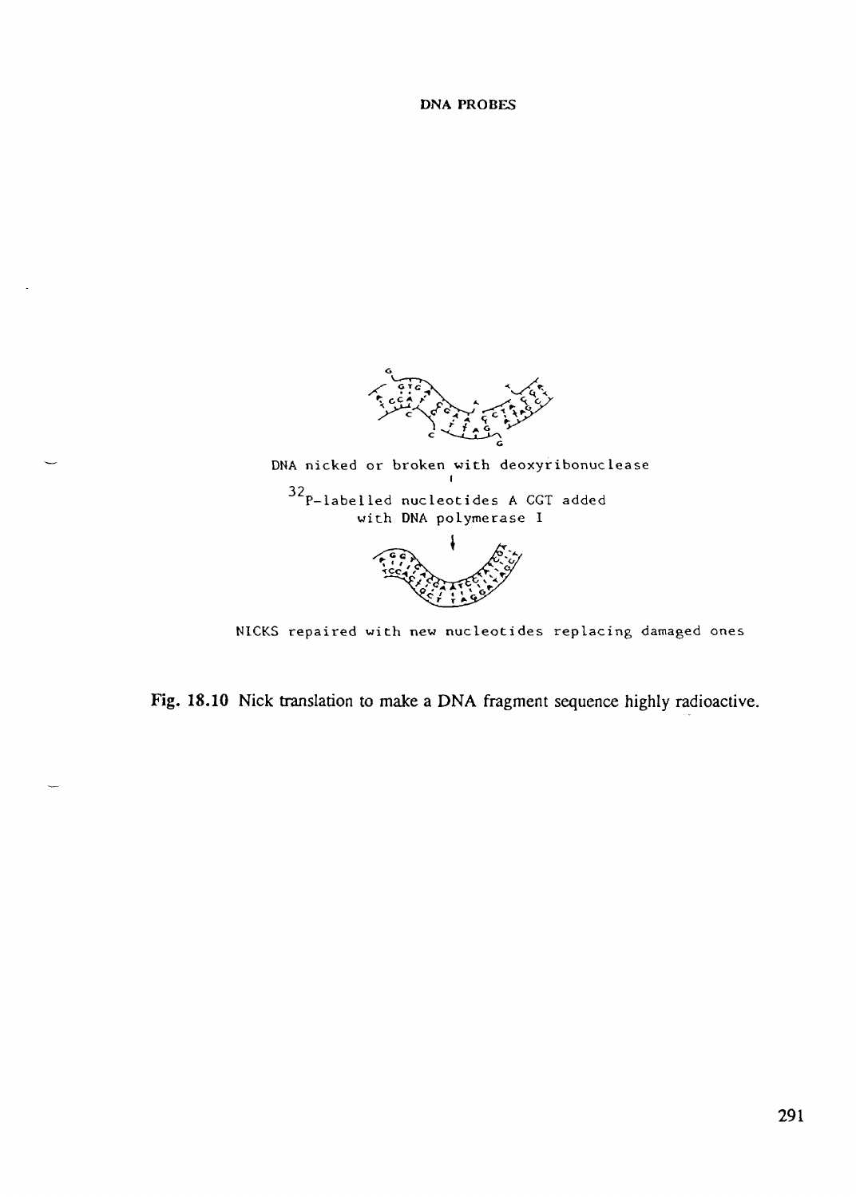DNA nicked or broken with deoxyribonuclease

$^{32}$P-labelled nucleotides A CGT added with DNA polymerase I

NICKS repaired with new nucleotides replacing damaged ones

**Fig. 18.10** Nick translation to make a DNA fragment sequence highly radioactive.